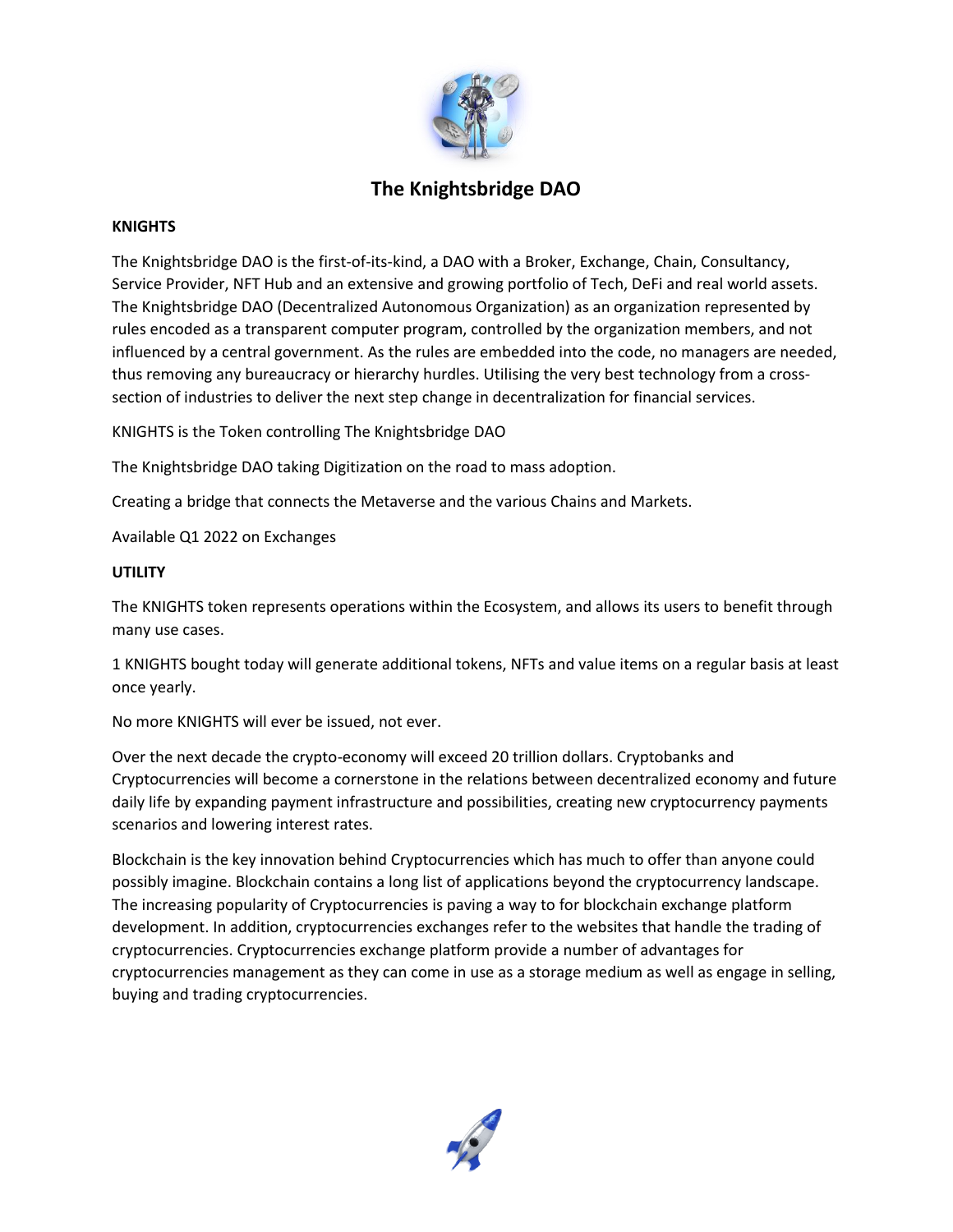# The Knightsbridge DAO

**KNIGHTS**

The Knightsbridge DAO is the first-of-its-kind, a DAO with a Broker, Exchange, Chain, Consultancy, Service Provider, NFT Hub and an extensive and growing portfolio of Tech, DeFi and real world assets. The Knightsbridge DAO (Decentralized Autonomous Organization) as an organization represented by rules encoded as a transparent computer program, controlled by the organization members, and not influenced by a central government. As the rules are embedded into the code, no managers are needed, thus removing any bureaucracy or hierarchy hurdles. Utilising the very best technology from a cross-section of industries to deliver the next step change in decentralization for financial services.

KNIGHTS is the Token controlling The Knightsbridge DAO

The Knightsbridge DAO taking Digitization on the road to mass adoption.

Creating a bridge that connects the Metaverse and the various Chains and Markets.

Available Q1 2022 on Exchanges

**UTILITY**

The KNIGHTS token represents operations within the Ecosystem, and allows its users to benefit through many use cases.

1 KNIGHTS bought today will generate additional tokens, NFTs and value items on a regular basis at least once yearly.

No more KNIGHTS will ever be issued, not ever.

Over the next decade the crypto-economy will exceed 20 trillion dollars. Cryptobanks and Cryptocurrencies will become a cornerstone in the relations between decentralized economy and future daily life by expanding payment infrastructure and possibilities, creating new cryptocurrency payments scenarios and lowering interest rates.

Blockchain is the key innovation behind Cryptocurrencies which has much to offer than anyone could possibly imagine. Blockchain contains a long list of applications beyond the cryptocurrency landscape. The increasing popularity of Cryptocurrencies is paving a way to for blockchain exchange platform development. In addition, cryptocurrencies exchanges refer to the websites that handle the trading of cryptocurrencies. Cryptocurrencies exchange platform provide a number of advantages for cryptocurrencies management as they can come in use as a storage medium as well as engage in selling, buying and trading cryptocurrencies.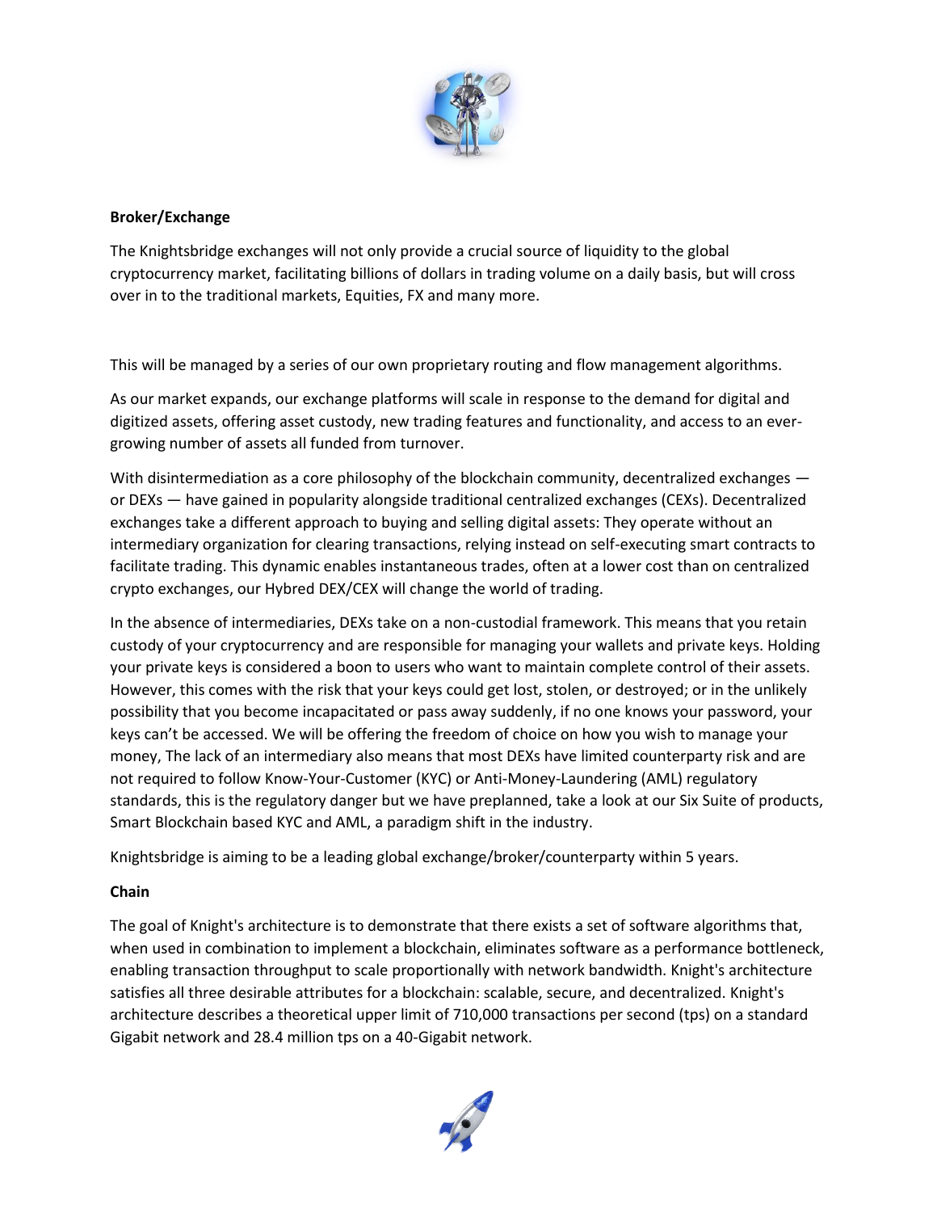**Broker/Exchange**

The Knightsbridge exchanges will not only provide a crucial source of liquidity to the global cryptocurrency market, facilitating billions of dollars in trading volume on a daily basis, but will cross over in to the traditional markets, Equities, FX and many more.

This will be managed by a series of our own proprietary routing and flow management algorithms.

As our market expands, our exchange platforms will scale in response to the demand for digital and digitized assets, offering asset custody, new trading features and functionality, and access to an ever-growing number of assets all funded from turnover.

With disintermediation as a core philosophy of the blockchain community, decentralized exchanges — or DEXs — have gained in popularity alongside traditional centralized exchanges (CEXs). Decentralized exchanges take a different approach to buying and selling digital assets: They operate without an intermediary organization for clearing transactions, relying instead on self-executing smart contracts to facilitate trading. This dynamic enables instantaneous trades, often at a lower cost than on centralized crypto exchanges, our Hybred DEX/CEX will change the world of trading.

In the absence of intermediaries, DEXs take on a non-custodial framework. This means that you retain custody of your cryptocurrency and are responsible for managing your wallets and private keys. Holding your private keys is considered a boon to users who want to maintain complete control of their assets. However, this comes with the risk that your keys could get lost, stolen, or destroyed; or in the unlikely possibility that you become incapacitated or pass away suddenly, if no one knows your password, your keys can't be accessed. We will be offering the freedom of choice on how you wish to manage your money, The lack of an intermediary also means that most DEXs have limited counterparty risk and are not required to follow Know-Your-Customer (KYC) or Anti-Money-Laundering (AML) regulatory standards, this is the regulatory danger but we have preplanned, take a look at our Six Suite of products, Smart Blockchain based KYC and AML, a paradigm shift in the industry.

Knightsbridge is aiming to be a leading global exchange/broker/counterparty within 5 years.

**Chain**

The goal of Knight's architecture is to demonstrate that there exists a set of software algorithms that, when used in combination to implement a blockchain, eliminates software as a performance bottleneck, enabling transaction throughput to scale proportionally with network bandwidth. Knight's architecture satisfies all three desirable attributes for a blockchain: scalable, secure, and decentralized. Knight's architecture describes a theoretical upper limit of 710,000 transactions per second (tps) on a standard Gigabit network and 28.4 million tps on a 40-Gigabit network.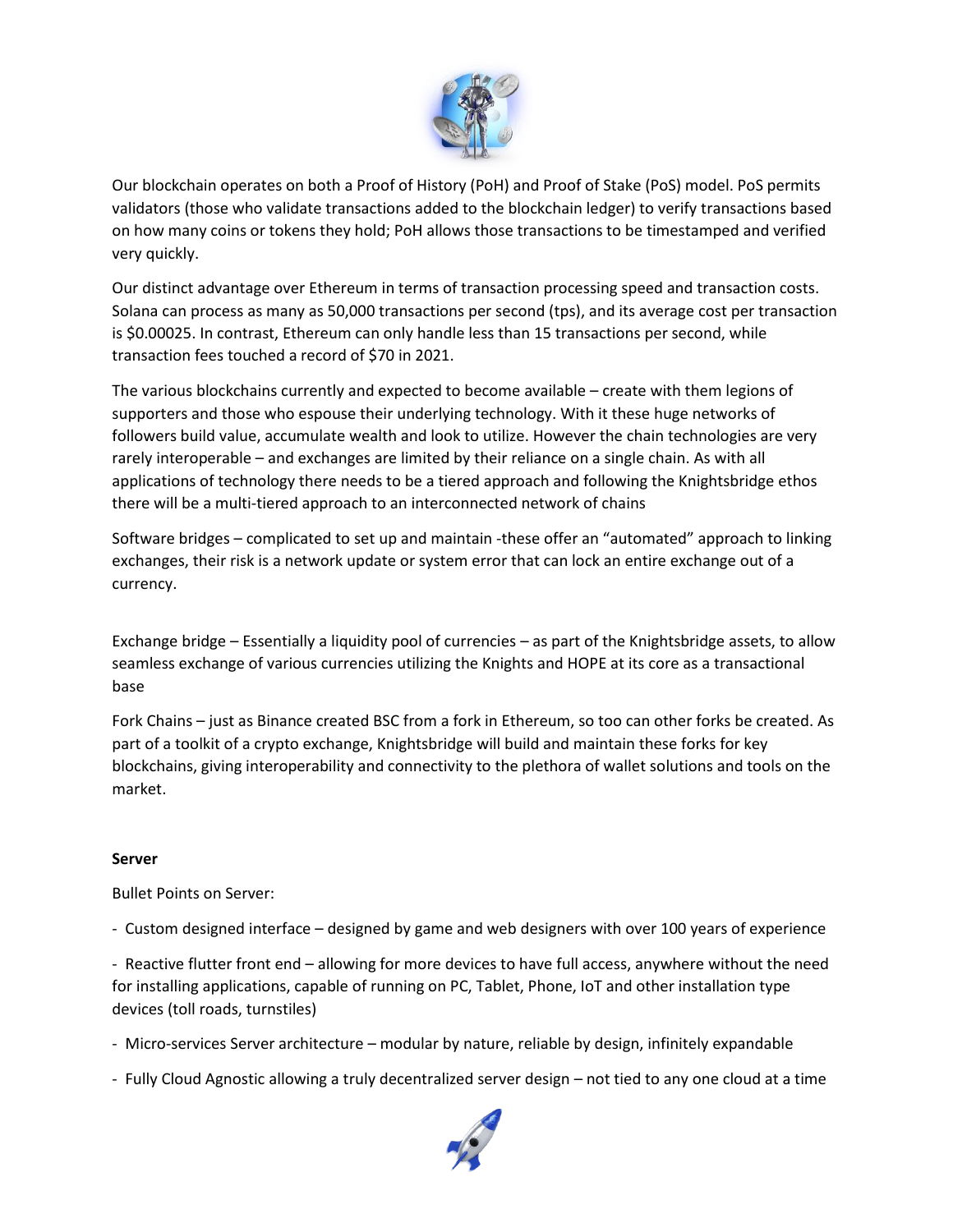Our blockchain operates on both a Proof of History (PoH) and Proof of Stake (PoS) model. PoS permits validators (those who validate transactions added to the blockchain ledger) to verify transactions based on how many coins or tokens they hold; PoH allows those transactions to be timestamped and verified very quickly.

Our distinct advantage over Ethereum in terms of transaction processing speed and transaction costs. Solana can process as many as 50,000 transactions per second (tps), and its average cost per transaction is $0.00025. In contrast, Ethereum can only handle less than 15 transactions per second, while transaction fees touched a record of $70 in 2021.

The various blockchains currently and expected to become available – create with them legions of supporters and those who espouse their underlying technology. With it these huge networks of followers build value, accumulate wealth and look to utilize. However the chain technologies are very rarely interoperable – and exchanges are limited by their reliance on a single chain. As with all applications of technology there needs to be a tiered approach and following the Knightsbridge ethos there will be a multi-tiered approach to an interconnected network of chains

Software bridges – complicated to set up and maintain -these offer an "automated" approach to linking exchanges, their risk is a network update or system error that can lock an entire exchange out of a currency.

Exchange bridge – Essentially a liquidity pool of currencies – as part of the Knightsbridge assets, to allow seamless exchange of various currencies utilizing the Knights and HOPE at its core as a transactional base

Fork Chains – just as Binance created BSC from a fork in Ethereum, so too can other forks be created. As part of a toolkit of a crypto exchange, Knightsbridge will build and maintain these forks for key blockchains, giving interoperability and connectivity to the plethora of wallet solutions and tools on the market.

**Server**

Bullet Points on Server:

- Custom designed interface – designed by game and web designers with over 100 years of experience
- Reactive flutter front end – allowing for more devices to have full access, anywhere without the need for installing applications, capable of running on PC, Tablet, Phone, IoT and other installation type devices (toll roads, turnstiles)
- Micro-services Server architecture – modular by nature, reliable by design, infinitely expandable
- Fully Cloud Agnostic allowing a truly decentralized server design – not tied to any one cloud at a time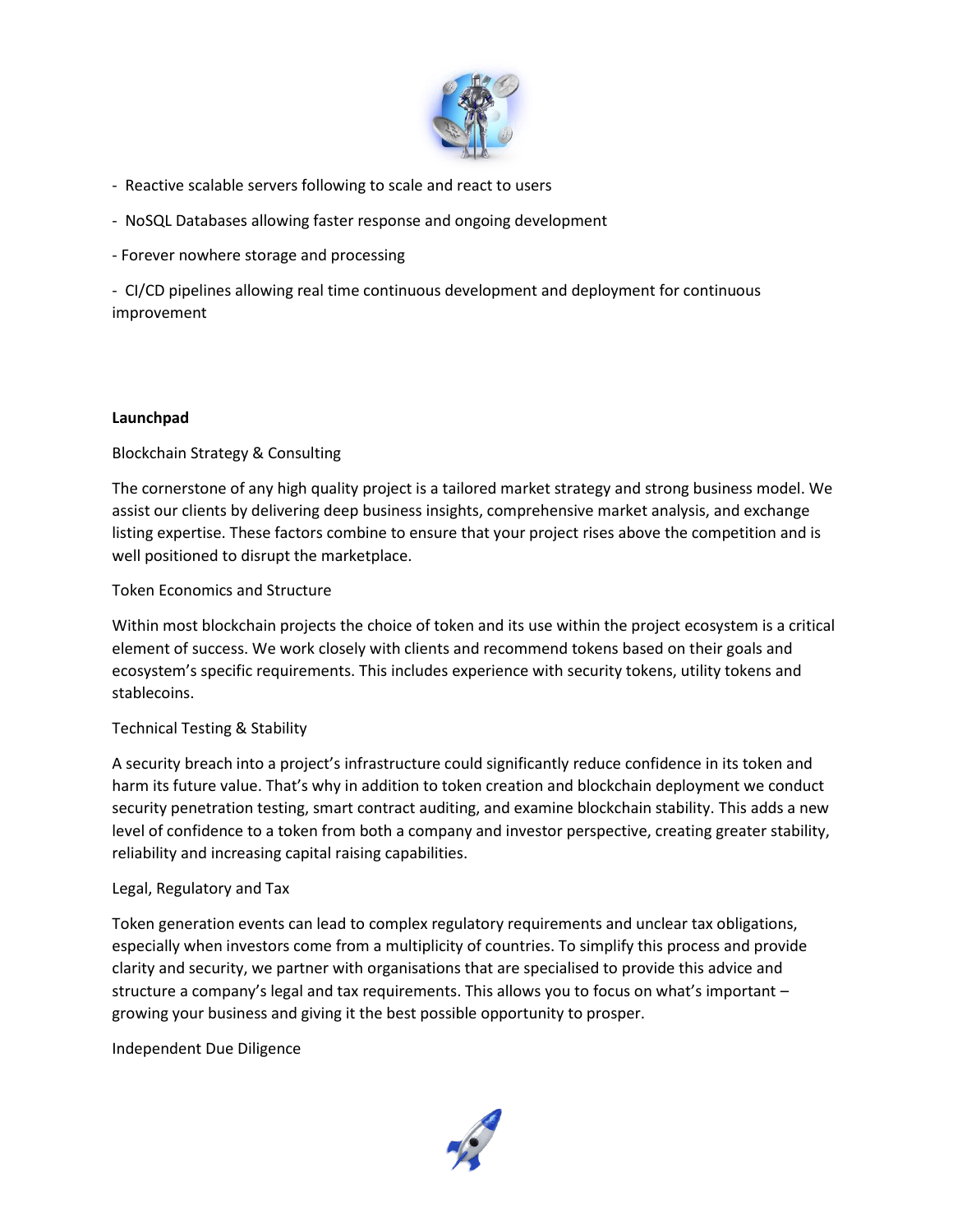- Reactive scalable servers following to scale and react to users

- NoSQL Databases allowing faster response and ongoing development

- Forever nowhere storage and processing

- CI/CD pipelines allowing real time continuous development and deployment for continuous improvement

**Launchpad**

Blockchain Strategy & Consulting

The cornerstone of any high quality project is a tailored market strategy and strong business model. We assist our clients by delivering deep business insights, comprehensive market analysis, and exchange listing expertise. These factors combine to ensure that your project rises above the competition and is well positioned to disrupt the marketplace.

Token Economics and Structure

Within most blockchain projects the choice of token and its use within the project ecosystem is a critical element of success. We work closely with clients and recommend tokens based on their goals and ecosystem's specific requirements. This includes experience with security tokens, utility tokens and stablecoins.

Technical Testing & Stability

A security breach into a project's infrastructure could significantly reduce confidence in its token and harm its future value. That's why in addition to token creation and blockchain deployment we conduct security penetration testing, smart contract auditing, and examine blockchain stability. This adds a new level of confidence to a token from both a company and investor perspective, creating greater stability, reliability and increasing capital raising capabilities.

Legal, Regulatory and Tax

Token generation events can lead to complex regulatory requirements and unclear tax obligations, especially when investors come from a multiplicity of countries. To simplify this process and provide clarity and security, we partner with organisations that are specialised to provide this advice and structure a company's legal and tax requirements. This allows you to focus on what's important – growing your business and giving it the best possible opportunity to prosper.

Independent Due Diligence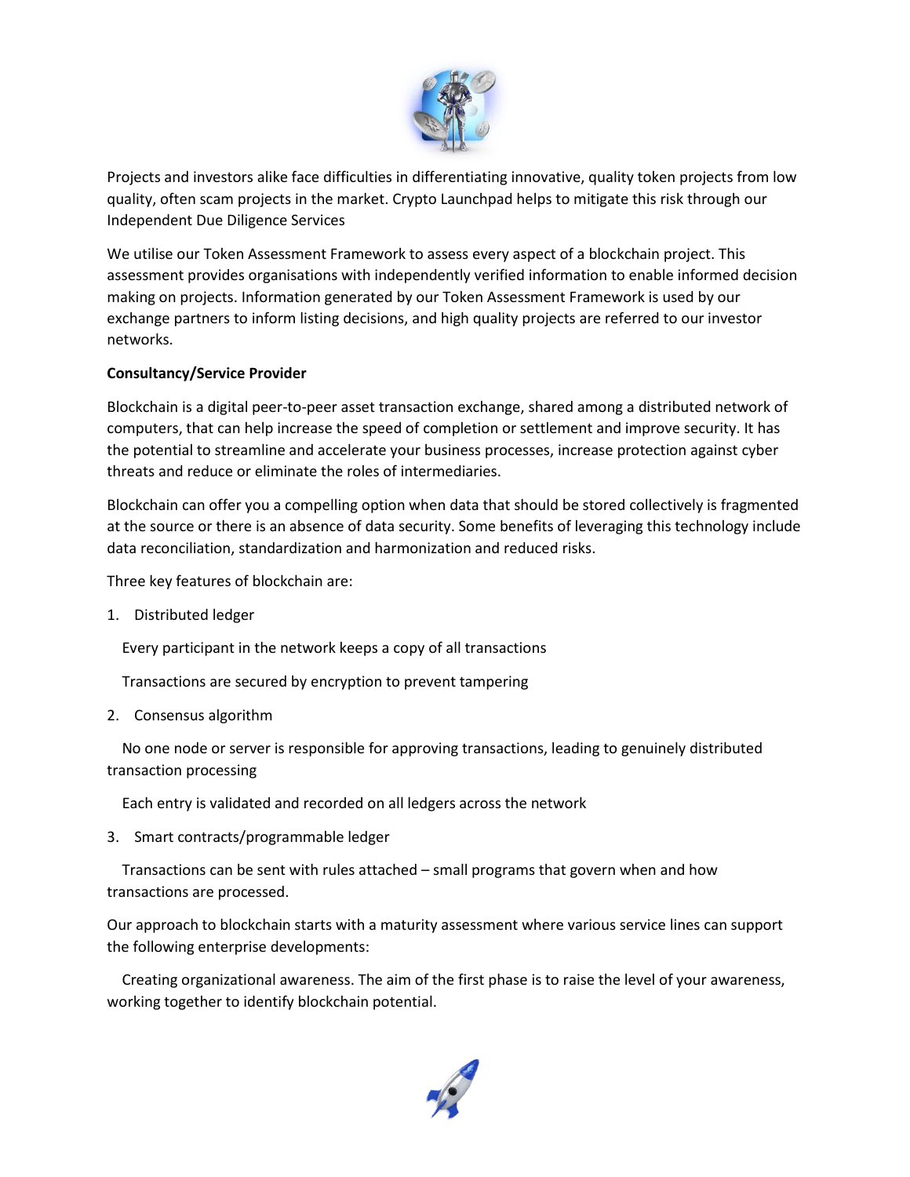Projects and investors alike face difficulties in differentiating innovative, quality token projects from low quality, often scam projects in the market. Crypto Launchpad helps to mitigate this risk through our Independent Due Diligence Services

We utilise our Token Assessment Framework to assess every aspect of a blockchain project. This assessment provides organisations with independently verified information to enable informed decision making on projects. Information generated by our Token Assessment Framework is used by our exchange partners to inform listing decisions, and high quality projects are referred to our investor networks.

**Consultancy/Service Provider**

Blockchain is a digital peer-to-peer asset transaction exchange, shared among a distributed network of computers, that can help increase the speed of completion or settlement and improve security. It has the potential to streamline and accelerate your business processes, increase protection against cyber threats and reduce or eliminate the roles of intermediaries.

Blockchain can offer you a compelling option when data that should be stored collectively is fragmented at the source or there is an absence of data security. Some benefits of leveraging this technology include data reconciliation, standardization and harmonization and reduced risks.

Three key features of blockchain are:

1. Distributed ledger

   Every participant in the network keeps a copy of all transactions

   Transactions are secured by encryption to prevent tampering

2. Consensus algorithm

   No one node or server is responsible for approving transactions, leading to genuinely distributed transaction processing

   Each entry is validated and recorded on all ledgers across the network

3. Smart contracts/programmable ledger

   Transactions can be sent with rules attached – small programs that govern when and how transactions are processed.

Our approach to blockchain starts with a maturity assessment where various service lines can support the following enterprise developments:

Creating organizational awareness. The aim of the first phase is to raise the level of your awareness, working together to identify blockchain potential.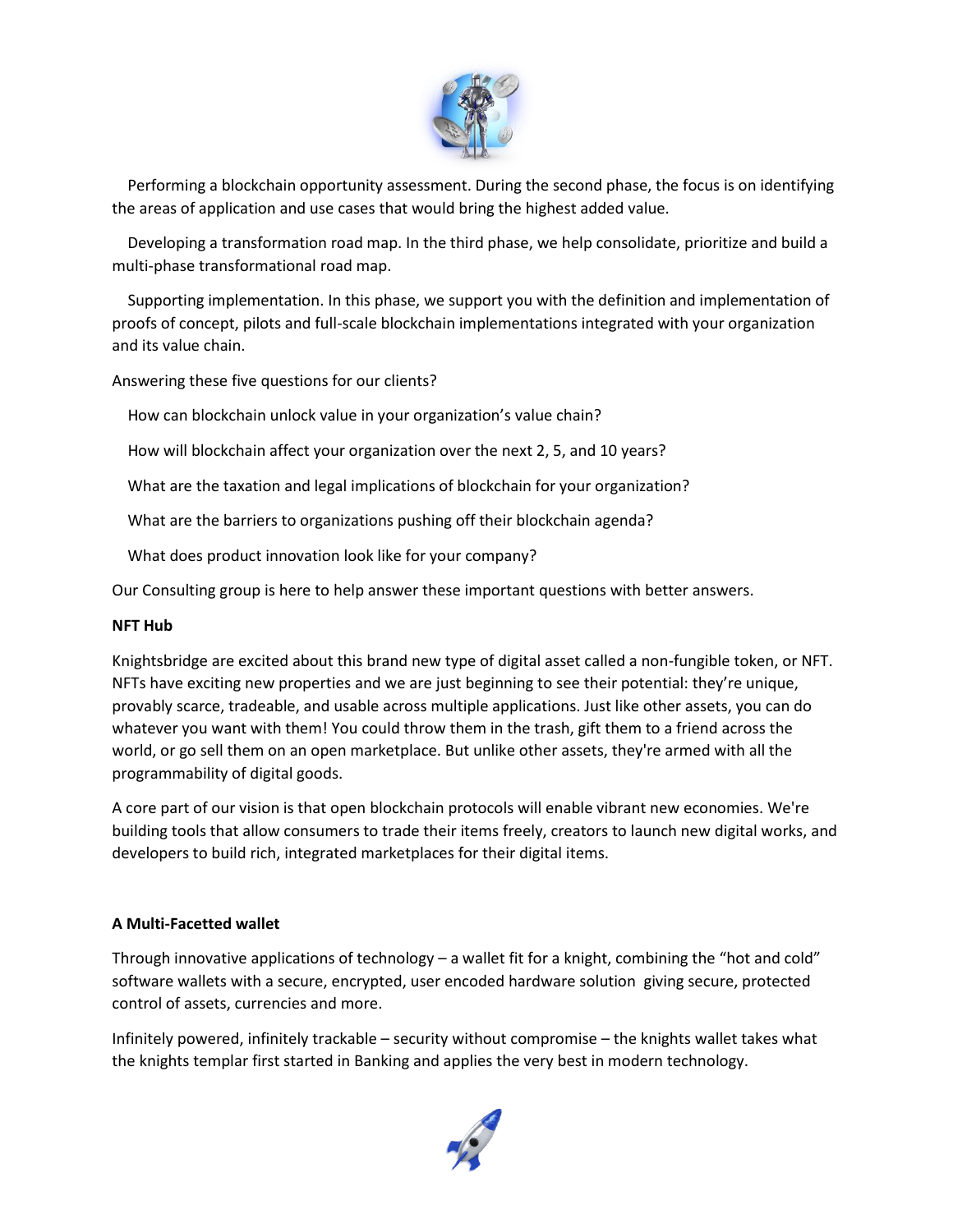Performing a blockchain opportunity assessment. During the second phase, the focus is on identifying the areas of application and use cases that would bring the highest added value.

Developing a transformation road map. In the third phase, we help consolidate, prioritize and build a multi-phase transformational road map.

Supporting implementation. In this phase, we support you with the definition and implementation of proofs of concept, pilots and full-scale blockchain implementations integrated with your organization and its value chain.

Answering these five questions for our clients?

How can blockchain unlock value in your organization's value chain?

How will blockchain affect your organization over the next 2, 5, and 10 years?

What are the taxation and legal implications of blockchain for your organization?

What are the barriers to organizations pushing off their blockchain agenda?

What does product innovation look like for your company?

Our Consulting group is here to help answer these important questions with better answers.

**NFT Hub**

Knightsbridge are excited about this brand new type of digital asset called a non-fungible token, or NFT. NFTs have exciting new properties and we are just beginning to see their potential: they're unique, provably scarce, tradeable, and usable across multiple applications. Just like other assets, you can do whatever you want with them! You could throw them in the trash, gift them to a friend across the world, or go sell them on an open marketplace. But unlike other assets, they're armed with all the programmability of digital goods.

A core part of our vision is that open blockchain protocols will enable vibrant new economies. We're building tools that allow consumers to trade their items freely, creators to launch new digital works, and developers to build rich, integrated marketplaces for their digital items.

**A Multi-Facetted wallet**

Through innovative applications of technology – a wallet fit for a knight, combining the "hot and cold" software wallets with a secure, encrypted, user encoded hardware solution giving secure, protected control of assets, currencies and more.

Infinitely powered, infinitely trackable – security without compromise – the knights wallet takes what the knights templar first started in Banking and applies the very best in modern technology.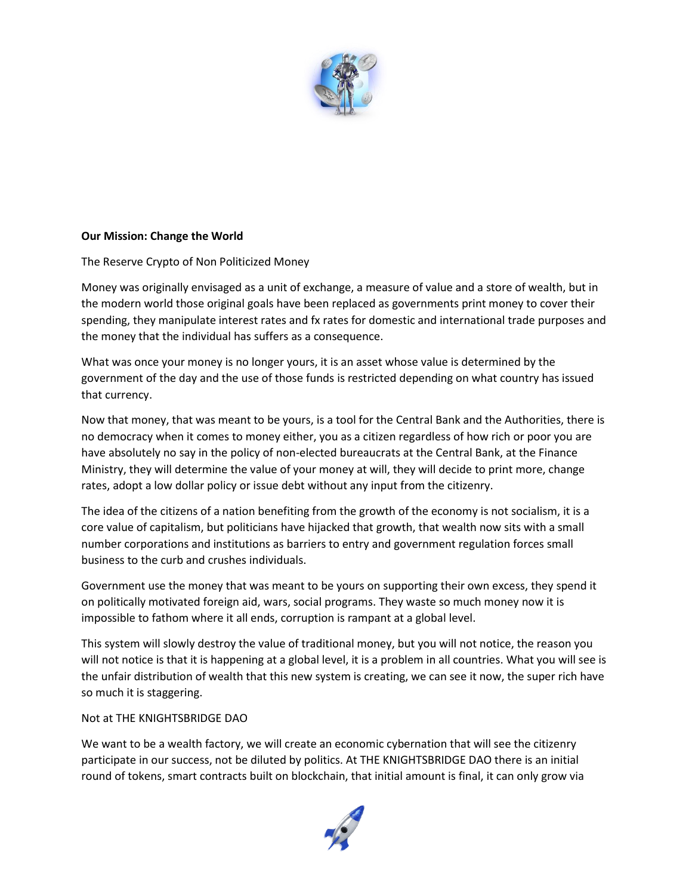**Our Mission: Change the World**

The Reserve Crypto of Non Politicized Money

Money was originally envisaged as a unit of exchange, a measure of value and a store of wealth, but in the modern world those original goals have been replaced as governments print money to cover their spending, they manipulate interest rates and fx rates for domestic and international trade purposes and the money that the individual has suffers as a consequence.

What was once your money is no longer yours, it is an asset whose value is determined by the government of the day and the use of those funds is restricted depending on what country has issued that currency.

Now that money, that was meant to be yours, is a tool for the Central Bank and the Authorities, there is no democracy when it comes to money either, you as a citizen regardless of how rich or poor you are have absolutely no say in the policy of non-elected bureaucrats at the Central Bank, at the Finance Ministry, they will determine the value of your money at will, they will decide to print more, change rates, adopt a low dollar policy or issue debt without any input from the citizenry.

The idea of the citizens of a nation benefiting from the growth of the economy is not socialism, it is a core value of capitalism, but politicians have hijacked that growth, that wealth now sits with a small number corporations and institutions as barriers to entry and government regulation forces small business to the curb and crushes individuals.

Government use the money that was meant to be yours on supporting their own excess, they spend it on politically motivated foreign aid, wars, social programs. They waste so much money now it is impossible to fathom where it all ends, corruption is rampant at a global level.

This system will slowly destroy the value of traditional money, but you will not notice, the reason you will not notice is that it is happening at a global level, it is a problem in all countries. What you will see is the unfair distribution of wealth that this new system is creating, we can see it now, the super rich have so much it is staggering.

Not at THE KNIGHTSBRIDGE DAO

We want to be a wealth factory, we will create an economic cybernation that will see the citizenry participate in our success, not be diluted by politics. At THE KNIGHTSBRIDGE DAO there is an initial round of tokens, smart contracts built on blockchain, that initial amount is final, it can only grow via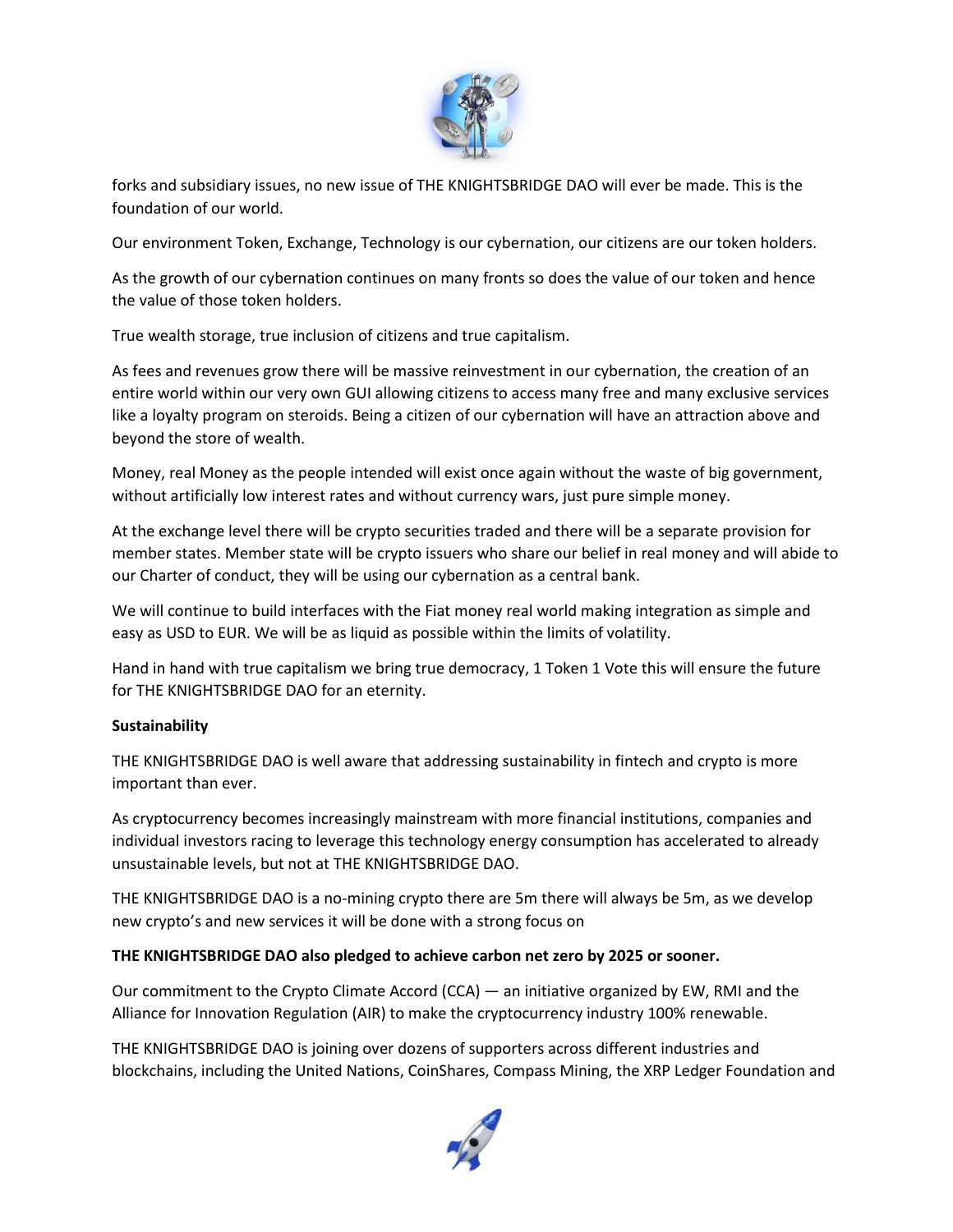forks and subsidiary issues, no new issue of THE KNIGHTSBRIDGE DAO will ever be made. This is the foundation of our world.

Our environment Token, Exchange, Technology is our cybernation, our citizens are our token holders.

As the growth of our cybernation continues on many fronts so does the value of our token and hence the value of those token holders.

True wealth storage, true inclusion of citizens and true capitalism.

As fees and revenues grow there will be massive reinvestment in our cybernation, the creation of an entire world within our very own GUI allowing citizens to access many free and many exclusive services like a loyalty program on steroids. Being a citizen of our cybernation will have an attraction above and beyond the store of wealth.

Money, real Money as the people intended will exist once again without the waste of big government, without artificially low interest rates and without currency wars, just pure simple money.

At the exchange level there will be crypto securities traded and there will be a separate provision for member states. Member state will be crypto issuers who share our belief in real money and will abide to our Charter of conduct, they will be using our cybernation as a central bank.

We will continue to build interfaces with the Fiat money real world making integration as simple and easy as USD to EUR. We will be as liquid as possible within the limits of volatility.

Hand in hand with true capitalism we bring true democracy, 1 Token 1 Vote this will ensure the future for THE KNIGHTSBRIDGE DAO for an eternity.

**Sustainability**

THE KNIGHTSBRIDGE DAO is well aware that addressing sustainability in fintech and crypto is more important than ever.

As cryptocurrency becomes increasingly mainstream with more financial institutions, companies and individual investors racing to leverage this technology energy consumption has accelerated to already unsustainable levels, but not at THE KNIGHTSBRIDGE DAO.

THE KNIGHTSBRIDGE DAO is a no-mining crypto there are 5m there will always be 5m, as we develop new crypto's and new services it will be done with a strong focus on

**THE KNIGHTSBRIDGE DAO also pledged to achieve carbon net zero by 2025 or sooner.**

Our commitment to the Crypto Climate Accord (CCA) — an initiative organized by EW, RMI and the Alliance for Innovation Regulation (AIR) to make the cryptocurrency industry 100% renewable.

THE KNIGHTSBRIDGE DAO is joining over dozens of supporters across different industries and blockchains, including the United Nations, CoinShares, Compass Mining, the XRP Ledger Foundation and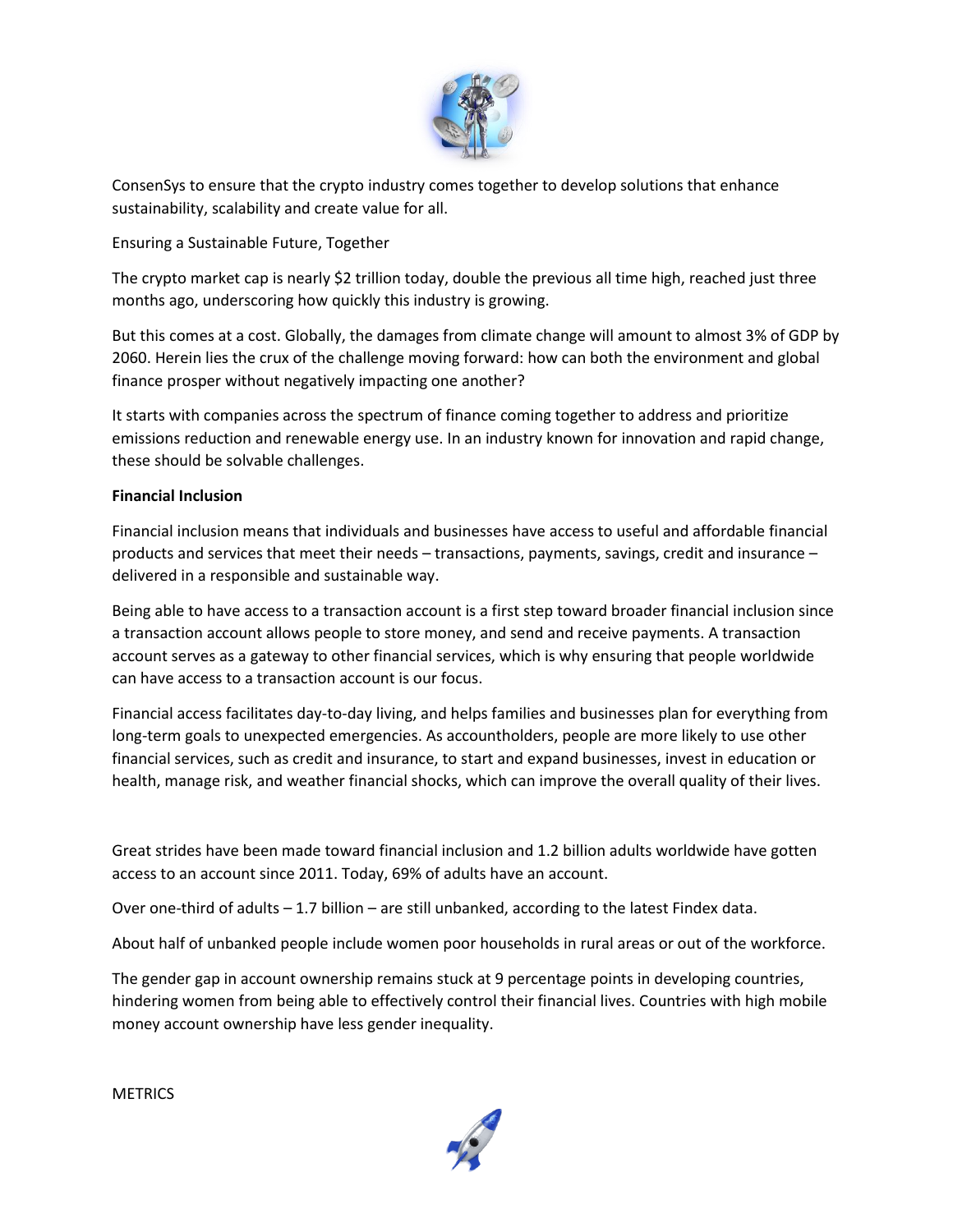ConsenSys to ensure that the crypto industry comes together to develop solutions that enhance sustainability, scalability and create value for all.

Ensuring a Sustainable Future, Together

The crypto market cap is nearly $2 trillion today, double the previous all time high, reached just three months ago, underscoring how quickly this industry is growing.

But this comes at a cost. Globally, the damages from climate change will amount to almost 3% of GDP by 2060. Herein lies the crux of the challenge moving forward: how can both the environment and global finance prosper without negatively impacting one another?

It starts with companies across the spectrum of finance coming together to address and prioritize emissions reduction and renewable energy use. In an industry known for innovation and rapid change, these should be solvable challenges.

**Financial Inclusion**

Financial inclusion means that individuals and businesses have access to useful and affordable financial products and services that meet their needs – transactions, payments, savings, credit and insurance – delivered in a responsible and sustainable way.

Being able to have access to a transaction account is a first step toward broader financial inclusion since a transaction account allows people to store money, and send and receive payments. A transaction account serves as a gateway to other financial services, which is why ensuring that people worldwide can have access to a transaction account is our focus.

Financial access facilitates day-to-day living, and helps families and businesses plan for everything from long-term goals to unexpected emergencies. As accountholders, people are more likely to use other financial services, such as credit and insurance, to start and expand businesses, invest in education or health, manage risk, and weather financial shocks, which can improve the overall quality of their lives.

Great strides have been made toward financial inclusion and 1.2 billion adults worldwide have gotten access to an account since 2011. Today, 69% of adults have an account.

Over one-third of adults – 1.7 billion – are still unbanked, according to the latest Findex data.

About half of unbanked people include women poor households in rural areas or out of the workforce.

The gender gap in account ownership remains stuck at 9 percentage points in developing countries, hindering women from being able to effectively control their financial lives. Countries with high mobile money account ownership have less gender inequality.

METRICS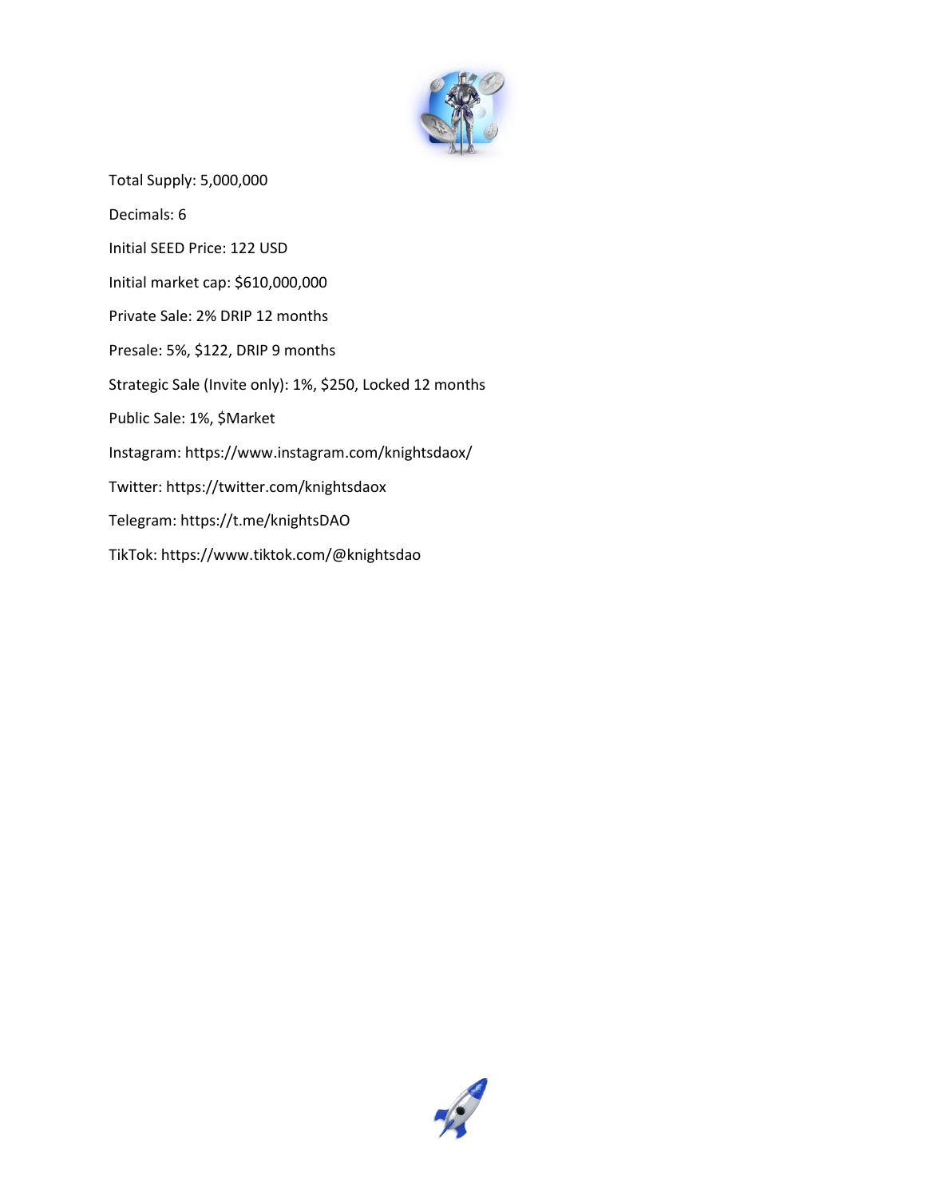Total Supply: 5,000,000

Decimals: 6

Initial SEED Price: 122 USD

Initial market cap: $610,000,000

Private Sale: 2% DRIP 12 months

Presale: 5%, $122, DRIP 9 months

Strategic Sale (Invite only): 1%, $250, Locked 12 months

Public Sale: 1%, $Market

Instagram: https://www.instagram.com/knightsdaox/

Twitter: https://twitter.com/knightsdaox

Telegram: https://t.me/knightsDAO

TikTok: https://www.tiktok.com/@knightsdao